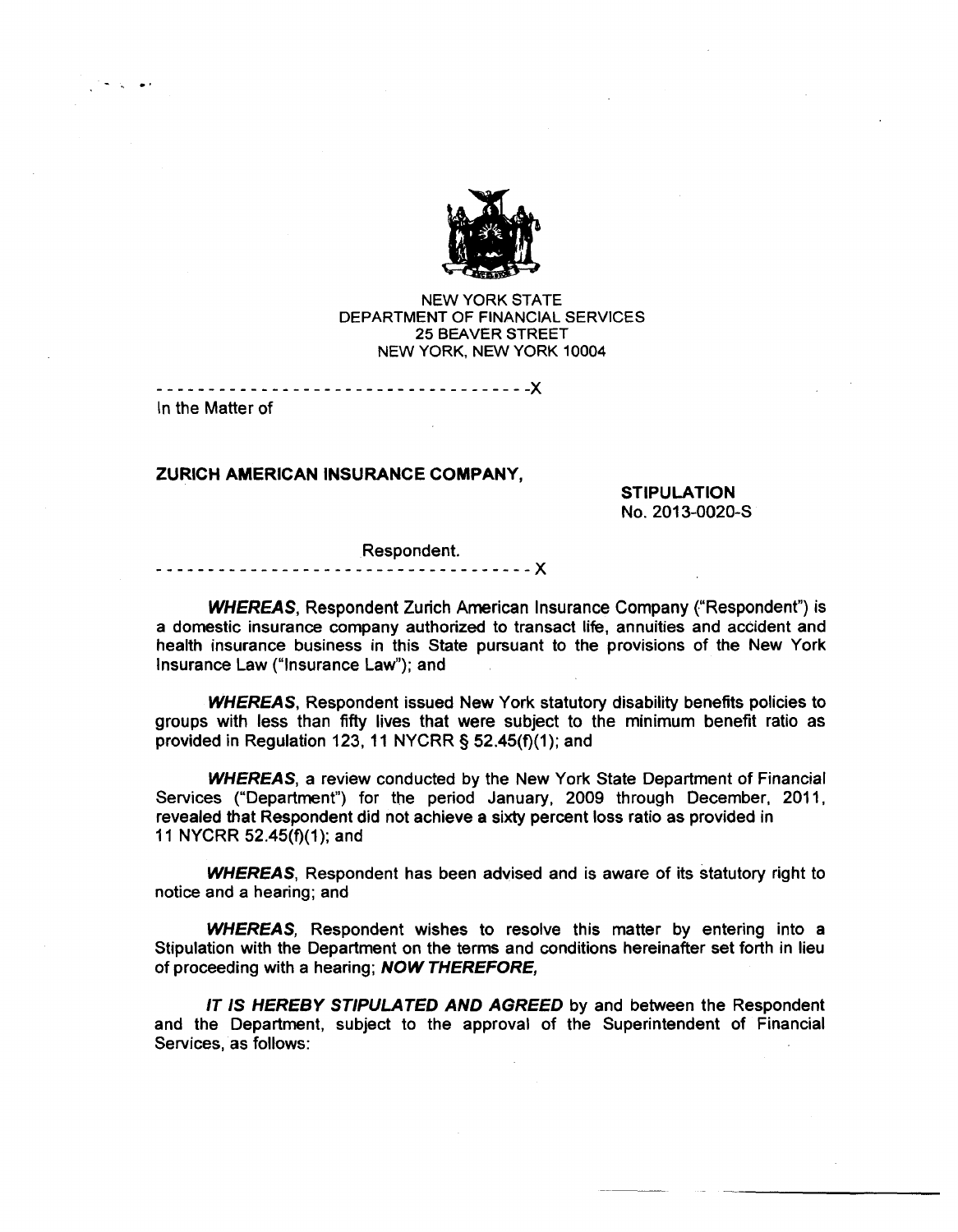NEW YORK STATE
DEPARTMENT OF FINANCIAL SERVICES
25 BEAVER STREET
NEW YORK, NEW YORK 10004

------------------------------------X

In the Matter of

**ZURICH AMERICAN INSURANCE COMPANY,**

**STIPULATION**
No. 2013-0020-S

Respondent.

------------------------------------X

***WHEREAS***, Respondent Zurich American Insurance Company ("Respondent") is a domestic insurance company authorized to transact life, annuities and accident and health insurance business in this State pursuant to the provisions of the New York Insurance Law ("Insurance Law"); and

***WHEREAS***, Respondent issued New York statutory disability benefits policies to groups with less than fifty lives that were subject to the minimum benefit ratio as provided in Regulation 123, 11 NYCRR § 52.45(f)(1); and

***WHEREAS***, a review conducted by the New York State Department of Financial Services ("Department") for the period January, 2009 through December, 2011, revealed that Respondent did not achieve a sixty percent loss ratio as provided in 11 NYCRR 52.45(f)(1); and

***WHEREAS***, Respondent has been advised and is aware of its statutory right to notice and a hearing; and

***WHEREAS***, Respondent wishes to resolve this matter by entering into a Stipulation with the Department on the terms and conditions hereinafter set forth in lieu of proceeding with a hearing; ***NOW THEREFORE,***

***IT IS HEREBY STIPULATED AND AGREED*** by and between the Respondent and the Department, subject to the approval of the Superintendent of Financial Services, as follows: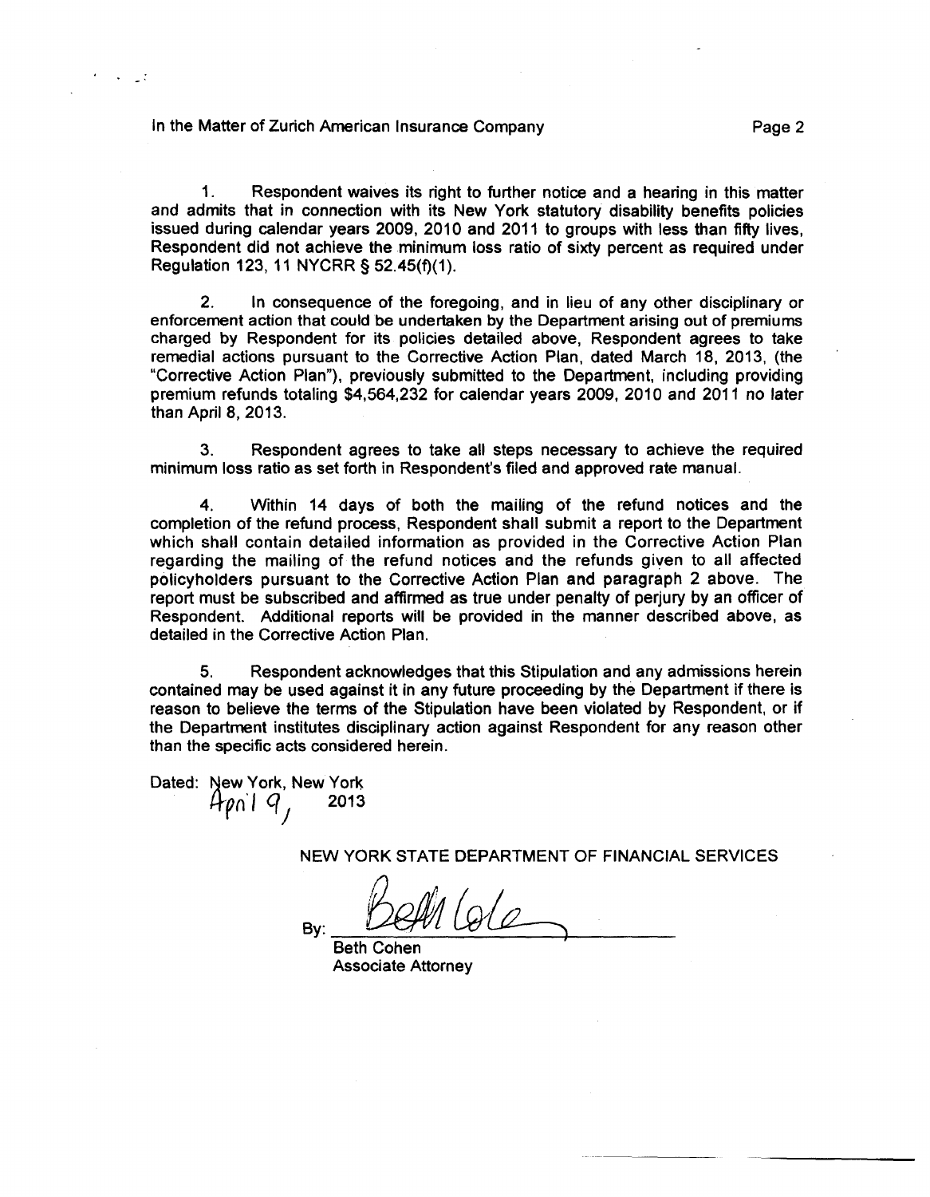1. Respondent waives its right to further notice and a hearing in this matter and admits that in connection with its New York statutory disability benefits policies issued during calendar years 2009, 2010 and 2011 to groups with less than fifty lives, Respondent did not achieve the minimum loss ratio of sixty percent as required under Regulation 123, 11 NYCRR § 52.45(f)(1).

2. In consequence of the foregoing, and in lieu of any other disciplinary or enforcement action that could be undertaken by the Department arising out of premiums charged by Respondent for its policies detailed above, Respondent agrees to take remedial actions pursuant to the Corrective Action Plan, dated March 18, 2013, (the "Corrective Action Plan"), previously submitted to the Department, including providing premium refunds totaling $4,564,232 for calendar years 2009, 2010 and 2011 no later than April 8, 2013.

3. Respondent agrees to take all steps necessary to achieve the required minimum loss ratio as set forth in Respondent's filed and approved rate manual.

4. Within 14 days of both the mailing of the refund notices and the completion of the refund process, Respondent shall submit a report to the Department which shall contain detailed information as provided in the Corrective Action Plan regarding the mailing of the refund notices and the refunds given to all affected policyholders pursuant to the Corrective Action Plan and paragraph 2 above. The report must be subscribed and affirmed as true under penalty of perjury by an officer of Respondent. Additional reports will be provided in the manner described above, as detailed in the Corrective Action Plan.

5. Respondent acknowledges that this Stipulation and any admissions herein contained may be used against it in any future proceeding by the Department if there is reason to believe the terms of the Stipulation have been violated by Respondent, or if the Department institutes disciplinary action against Respondent for any reason other than the specific acts considered herein.

Dated: New York, New York
April 9, 2013

NEW YORK STATE DEPARTMENT OF FINANCIAL SERVICES

By: Beth Cohen

Beth Cohen
Associate Attorney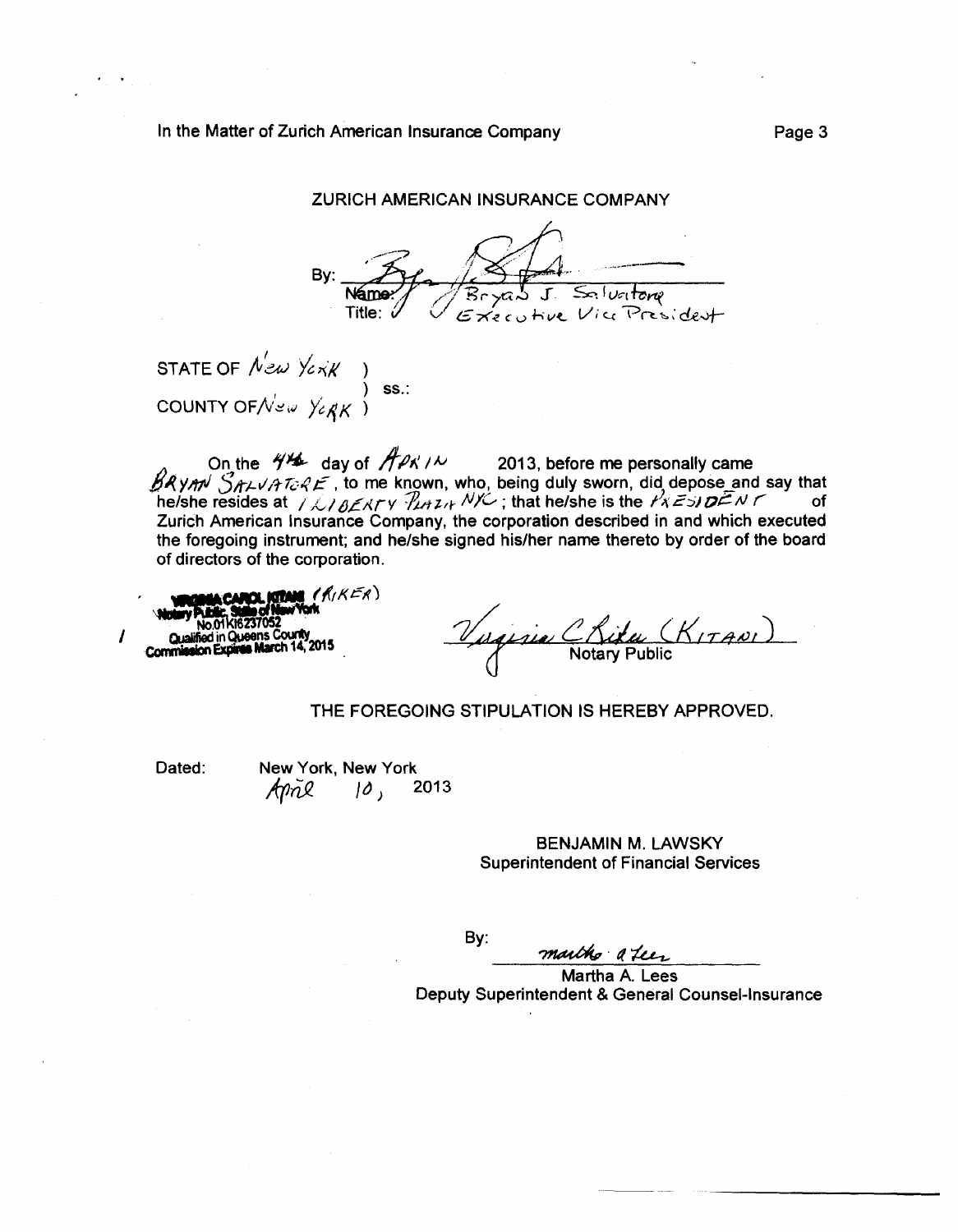In the Matter of Zurich American Insurance Company

ZURICH AMERICAN INSURANCE COMPANY

By: ____________________
Name: Bryan J. Salvatore
Title: Executive Vice President

STATE OF New York )
) ss.:
COUNTY OF New York )

On the 4th day of April 2013, before me personally came BRYAN SALVATORE, to me known, who, being duly sworn, did depose and say that he/she resides at 1 LIBERTY PLAZA NYC; that he/she is the PRESIDENT of Zurich American Insurance Company, the corporation described in and which executed the foregoing instrument; and he/she signed his/her name thereto by order of the board of directors of the corporation.

VIRGINIA CAROL KITANI (RIKER)
Notary Public, State of New York
No.01KI6237052
Qualified in Queens County
Commission Expires March 14, 2015

Virginia C Riker (KITANI)
Notary Public

THE FOREGOING STIPULATION IS HEREBY APPROVED.

Dated: New York, New York
April 10, 2013

BENJAMIN M. LAWSKY
Superintendent of Financial Services

By: ____________________
Martha A. Lees
Deputy Superintendent & General Counsel-Insurance